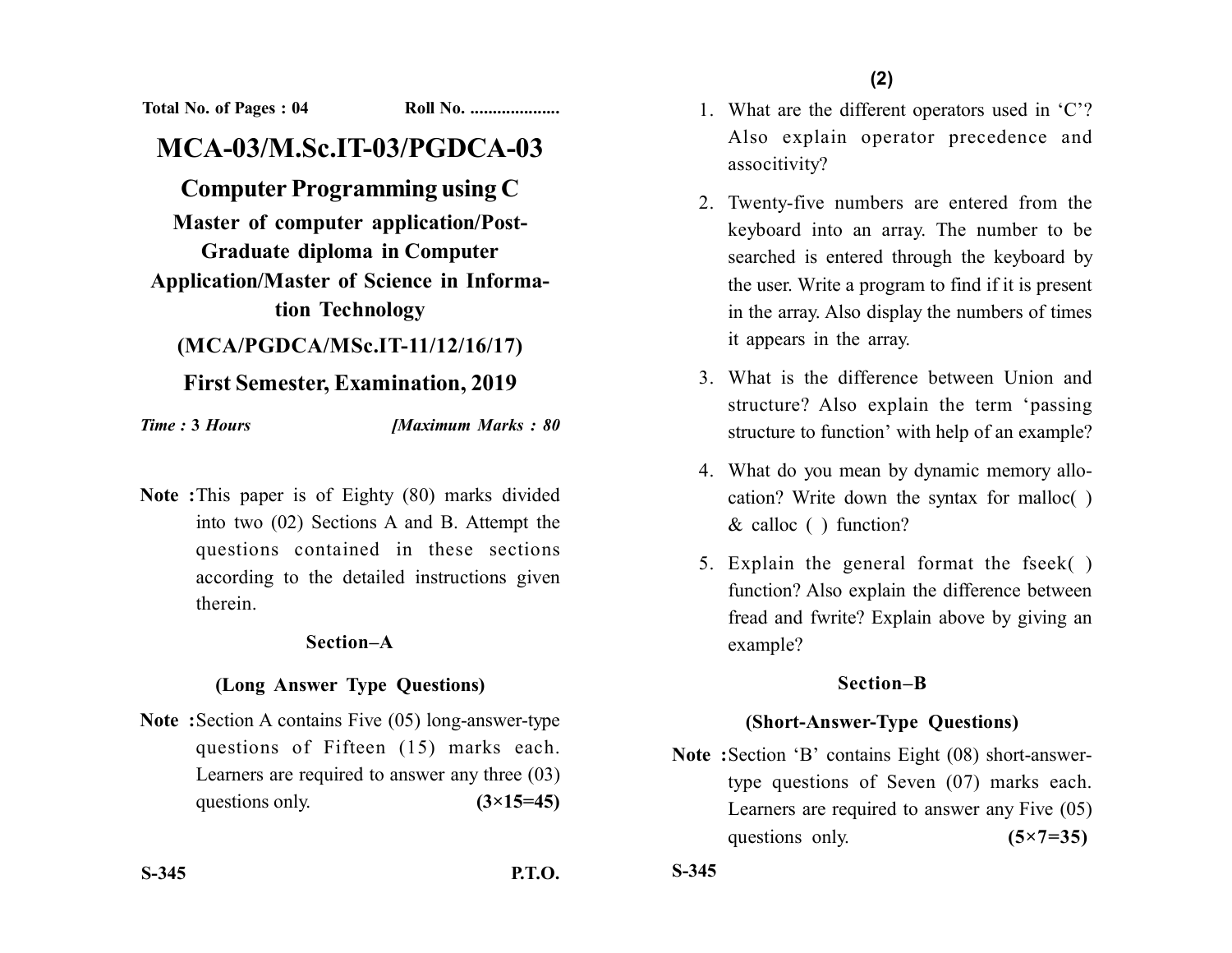Total No. of Pages : 04 Roll No. ....................

# MCA-03/M.Sc.IT-03/PGDCA-03

## Computer Programming using C

### Master of computer application/Post-Graduate diploma in Computer Application/Master of Science in Information Technology

### (MCA/PGDCA/MSc.IT-11/12/16/17)

### First Semester, Examination, 2019

*Time :* **3** *Hours* *[Maximum Marks : 80*

**Note :** This paper is of Eighty (80) marks divided into two (02) Sections A and B. Attempt the questions contained in these sections according to the detailed instructions given therein.

#### Section–A

#### (Long Answer Type Questions)

**Note :** Section A contains Five (05) long-answer-type questions of Fifteen (15) marks each. Learners are required to answer any three (03) questions only. **(3×15=45)**

S-345 P.T.O.

1. What are the different operators used in 'C'? Also explain operator precedence and associtivity?
2. Twenty-five numbers are entered from the keyboard into an array. The number to be searched is entered through the keyboard by the user. Write a program to find if it is present in the array. Also display the numbers of times it appears in the array.
3. What is the difference between Union and structure? Also explain the term 'passing structure to function' with help of an example?
4. What do you mean by dynamic memory allocation? Write down the syntax for malloc( ) & calloc ( ) function?
5. Explain the general format the fseek( ) function? Also explain the difference between fread and fwrite? Explain above by giving an example?

#### Section–B

#### (Short-Answer-Type Questions)

**Note :** Section 'B' contains Eight (08) short-answer-type questions of Seven (07) marks each. Learners are required to answer any Five (05) questions only. **(5×7=35)**

S-345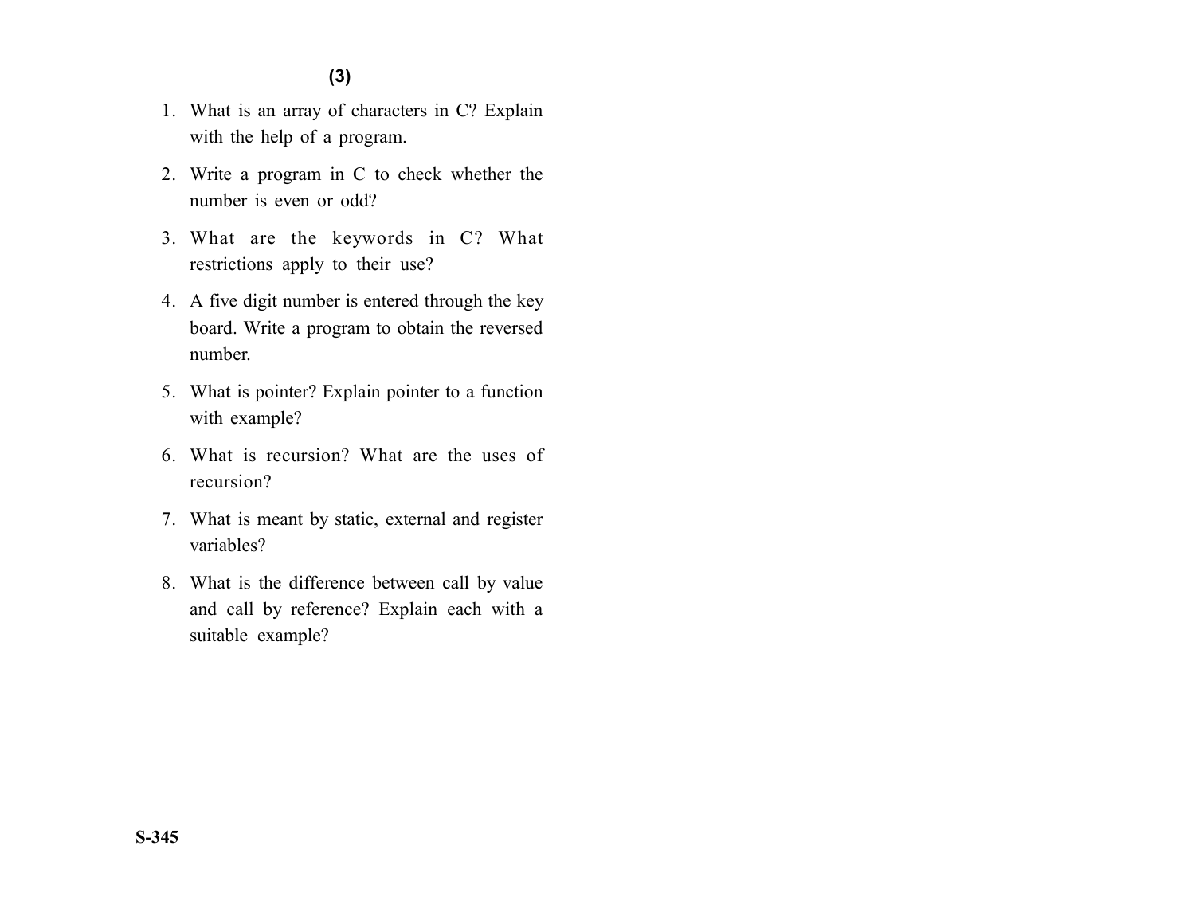1. What is an array of characters in C? Explain with the help of a program.
2. Write a program in C to check whether the number is even or odd?
3. What are the keywords in C? What restrictions apply to their use?
4. A five digit number is entered through the key board. Write a program to obtain the reversed number.
5. What is pointer? Explain pointer to a function with example?
6. What is recursion? What are the uses of recursion?
7. What is meant by static, external and register variables?
8. What is the difference between call by value and call by reference? Explain each with a suitable example?